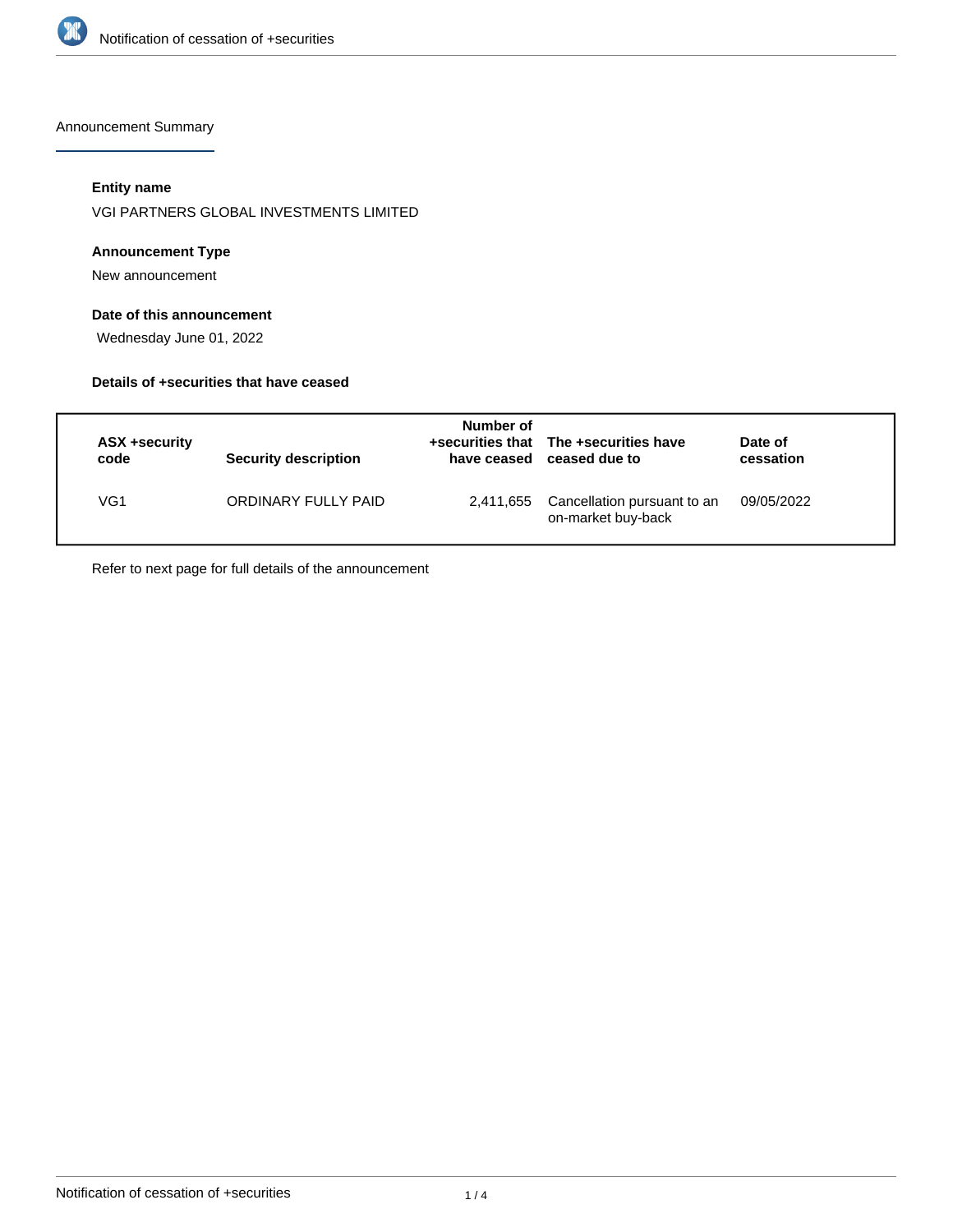Notification of cessation of +securities

## Announcement Summary

### Entity name

VGI PARTNERS GLOBAL INVESTMENTS LIMITED

### Announcement Type

New announcement

### Date of this announcement

Wednesday June 01, 2022

### Details of +securities that have ceased

| ASX +security code | Security description | Number of +securities that have ceased | The +securities have ceased due to | Date of cessation |
|---|---|---|---|---|
| VG1 | ORDINARY FULLY PAID | 2,411,655 | Cancellation pursuant to an on-market buy-back | 09/05/2022 |

Refer to next page for full details of the announcement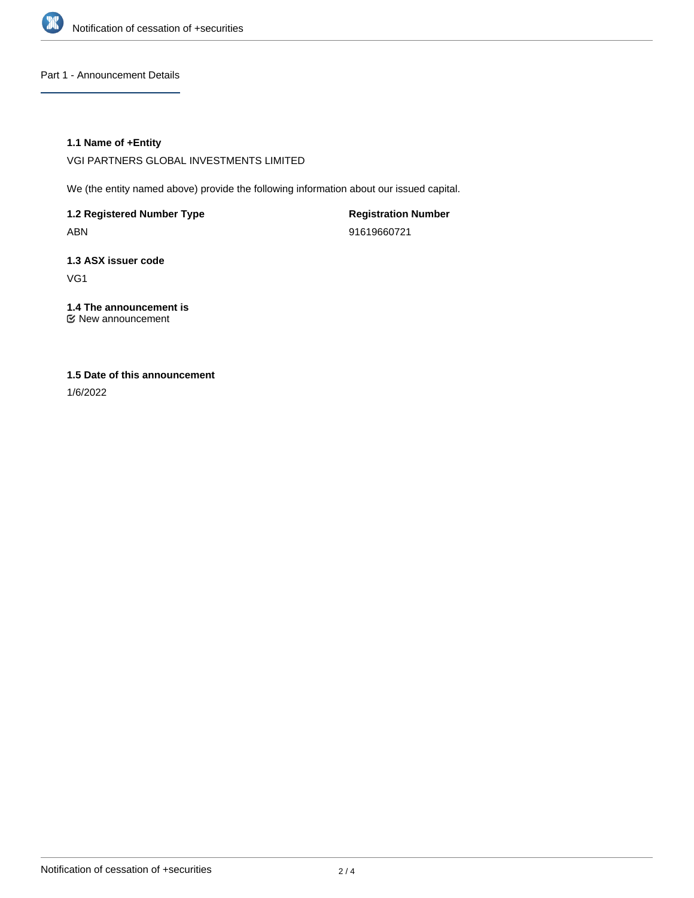## Part 1 - Announcement Details

### 1.1 Name of +Entity

VGI PARTNERS GLOBAL INVESTMENTS LIMITED

We (the entity named above) provide the following information about our issued capital.

**1.2 Registered Number Type**

ABN

**Registration Number**

91619660721

**1.3 ASX issuer code**

VG1

**1.4 The announcement is**

☑ New announcement

**1.5 Date of this announcement**

1/6/2022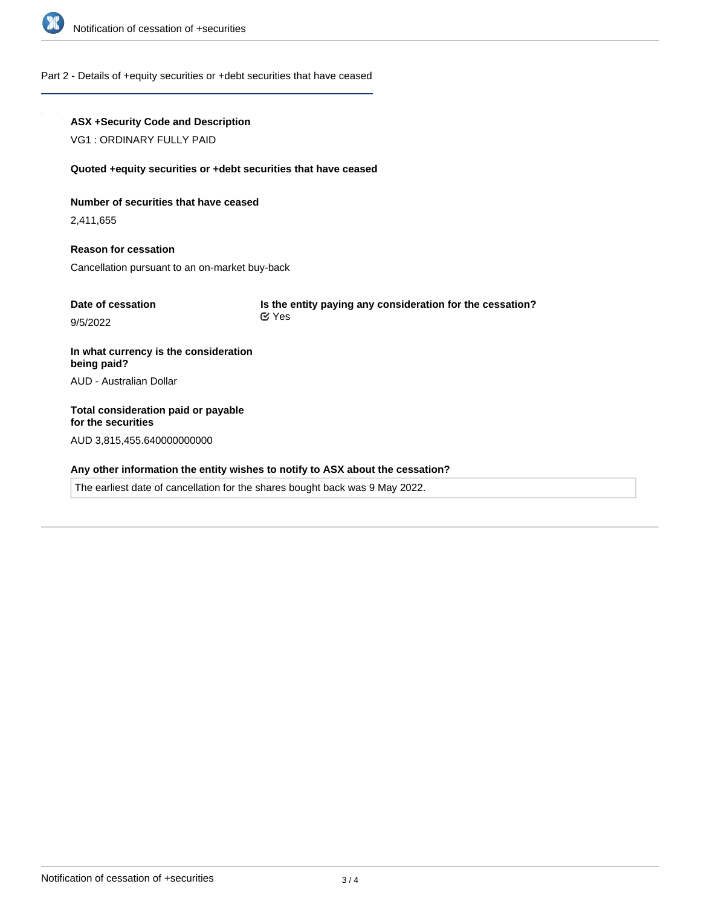## Part 2 - Details of +equity securities or +debt securities that have ceased

**ASX +Security Code and Description**

VG1 : ORDINARY FULLY PAID

**Quoted +equity securities or +debt securities that have ceased**

**Number of securities that have ceased**

2,411,655

**Reason for cessation**

Cancellation pursuant to an on-market buy-back

**Date of cessation**

9/5/2022

**Is the entity paying any consideration for the cessation?**

Yes

**In what currency is the consideration being paid?**

AUD - Australian Dollar

**Total consideration paid or payable for the securities**

AUD 3,815,455.640000000000

**Any other information the entity wishes to notify to ASX about the cessation?**

The earliest date of cancellation for the shares bought back was 9 May 2022.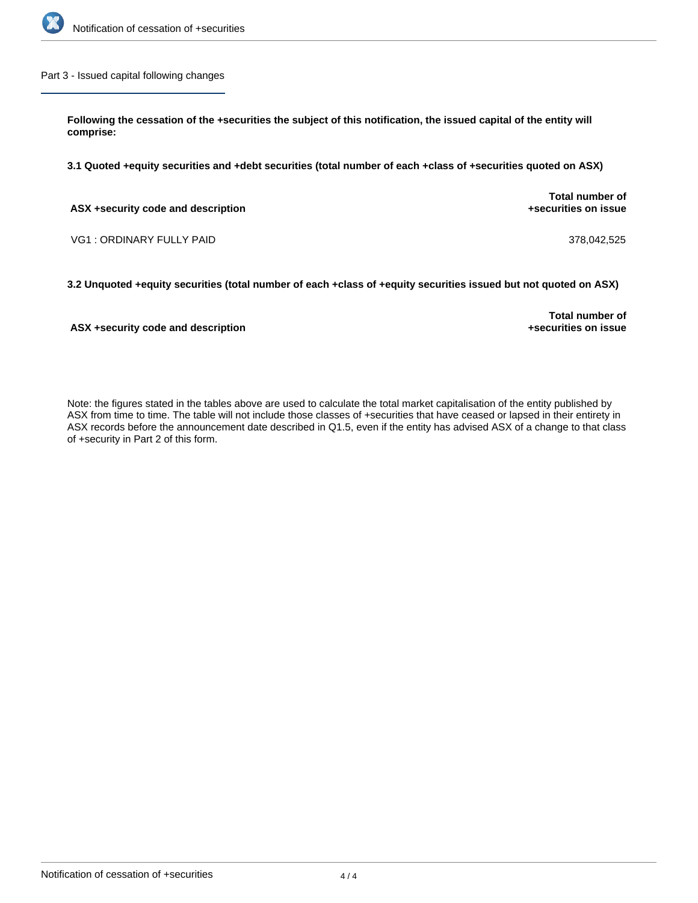## Part 3 - Issued capital following changes

**Following the cessation of the +securities the subject of this notification, the issued capital of the entity will comprise:**

**3.1 Quoted +equity securities and +debt securities (total number of each +class of +securities quoted on ASX)**

| ASX +security code and description | Total number of +securities on issue |
|---|---|
| VG1 : ORDINARY FULLY PAID | 378,042,525 |

**3.2 Unquoted +equity securities (total number of each +class of +equity securities issued but not quoted on ASX)**

| ASX +security code and description | Total number of +securities on issue |
|---|---|

Note: the figures stated in the tables above are used to calculate the total market capitalisation of the entity published by ASX from time to time. The table will not include those classes of +securities that have ceased or lapsed in their entirety in ASX records before the announcement date described in Q1.5, even if the entity has advised ASX of a change to that class of +security in Part 2 of this form.